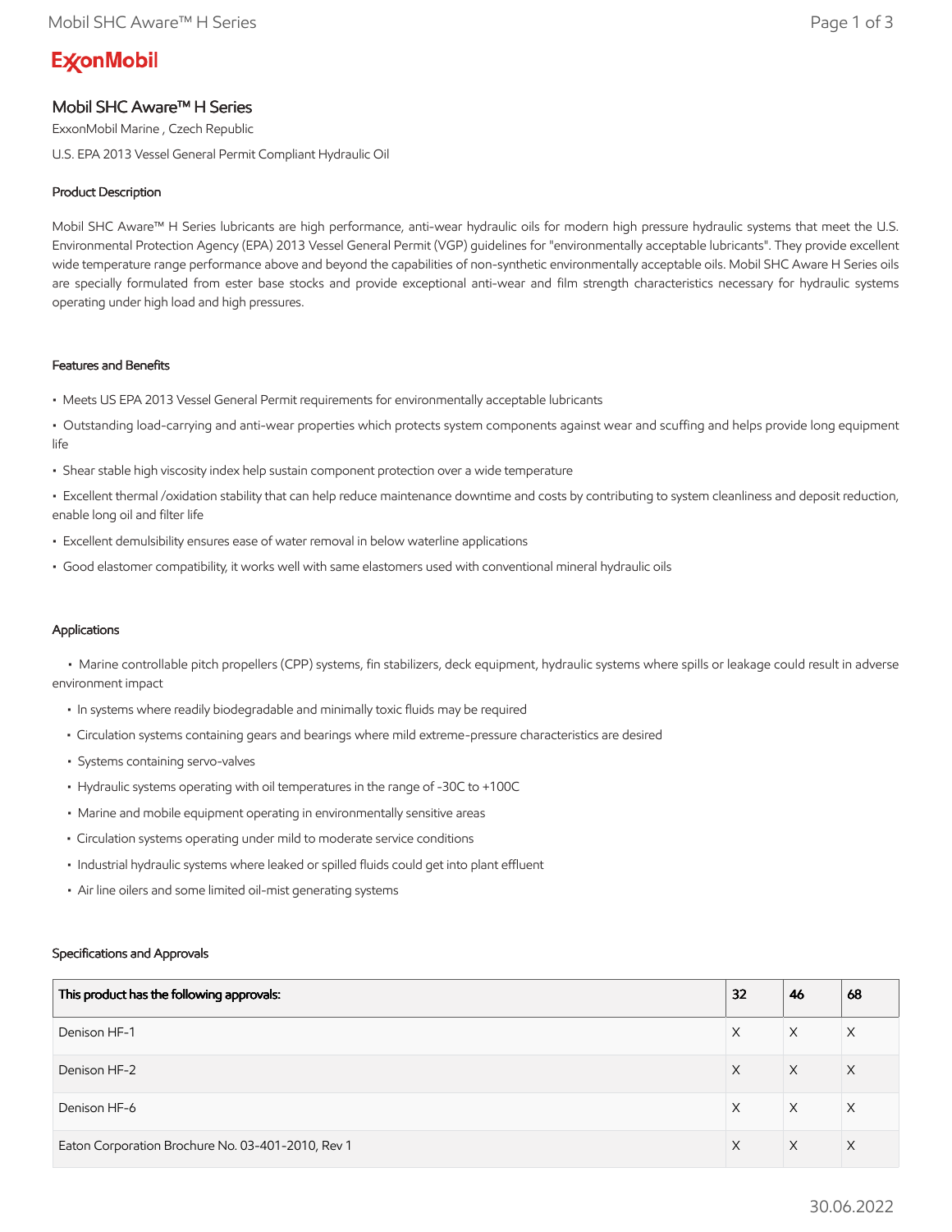ExxonMobil

# Mobil SHC Aware™ H Series

ExxonMobil Marine , Czech Republic

U.S. EPA 2013 Vessel General Permit Compliant Hydraulic Oil

## Product Description

Mobil SHC Aware™ H Series lubricants are high performance, anti-wear hydraulic oils for modern high pressure hydraulic systems that meet the U.S. Environmental Protection Agency (EPA) 2013 Vessel General Permit (VGP) guidelines for "environmentally acceptable lubricants". They provide excellent wide temperature range performance above and beyond the capabilities of non-synthetic environmentally acceptable oils. Mobil SHC Aware H Series oils are specially formulated from ester base stocks and provide exceptional anti-wear and film strength characteristics necessary for hydraulic systems operating under high load and high pressures.

## Features and Benefits

- Meets US EPA 2013 Vessel General Permit requirements for environmentally acceptable lubricants
- Outstanding load-carrying and anti-wear properties which protects system components against wear and scuffing and helps provide long equipment life
- Shear stable high viscosity index help sustain component protection over a wide temperature
- Excellent thermal /oxidation stability that can help reduce maintenance downtime and costs by contributing to system cleanliness and deposit reduction, enable long oil and filter life
- Excellent demulsibility ensures ease of water removal in below waterline applications
- Good elastomer compatibility, it works well with same elastomers used with conventional mineral hydraulic oils

## Applications

- Marine controllable pitch propellers (CPP) systems, fin stabilizers, deck equipment, hydraulic systems where spills or leakage could result in adverse environment impact
- In systems where readily biodegradable and minimally toxic fluids may be required
- Circulation systems containing gears and bearings where mild extreme-pressure characteristics are desired
- Systems containing servo-valves
- Hydraulic systems operating with oil temperatures in the range of -30C to +100C
- Marine and mobile equipment operating in environmentally sensitive areas
- Circulation systems operating under mild to moderate service conditions
- Industrial hydraulic systems where leaked or spilled fluids could get into plant effluent
- Air line oilers and some limited oil-mist generating systems

## Specifications and Approvals

| This product has the following approvals: | 32 | 46 | 68 |
|---|---|---|---|
| Denison HF-1 | X | X | X |
| Denison HF-2 | X | X | X |
| Denison HF-6 | X | X | X |
| Eaton Corporation Brochure No. 03-401-2010, Rev 1 | X | X | X |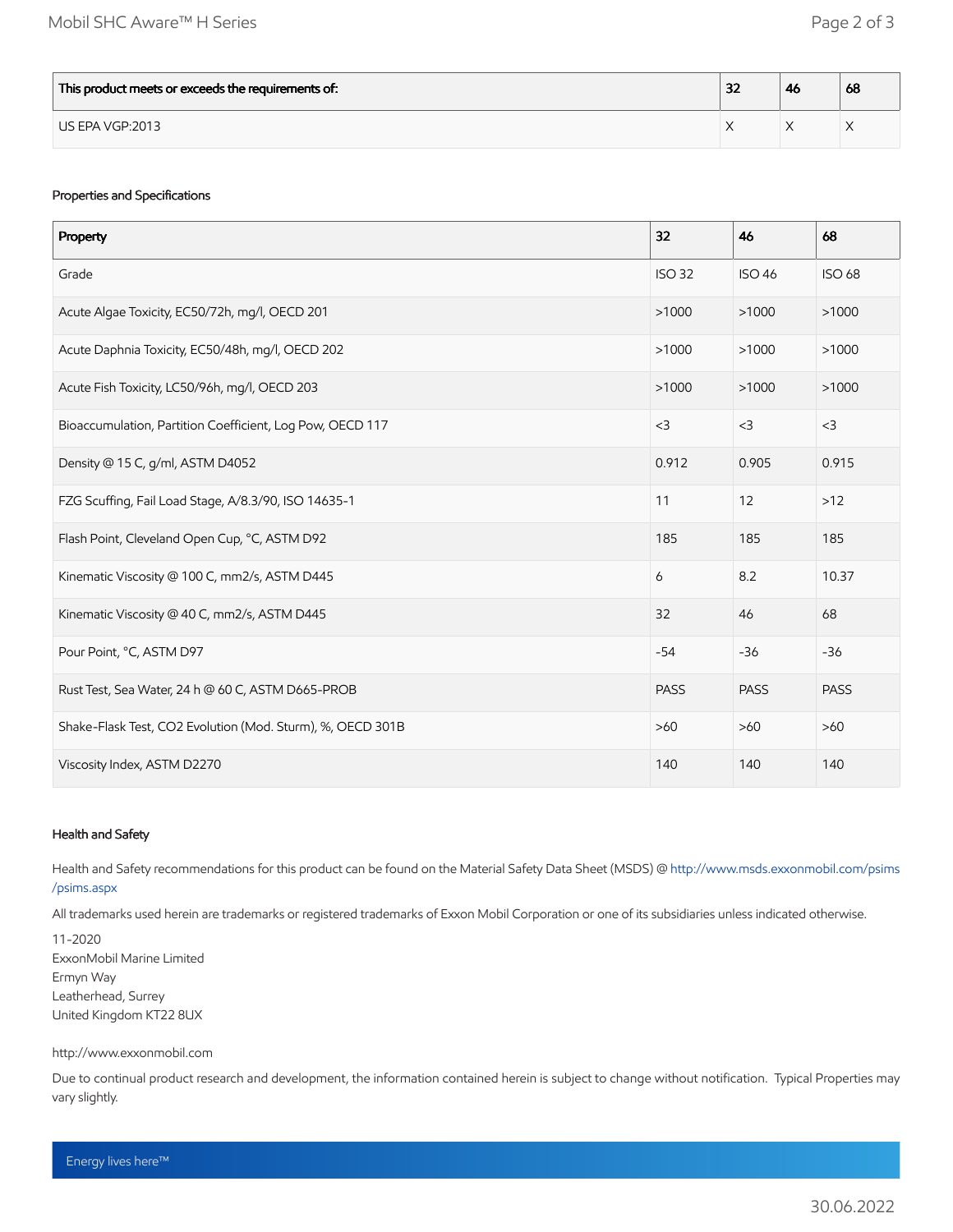| This product meets or exceeds the requirements of: | 32 | 46 | 68 |
|---|---|---|---|
| US EPA VGP:2013 | X | X | X |

### Properties and Specifications

| Property | 32 | 46 | 68 |
|---|---|---|---|
| Grade | ISO 32 | ISO 46 | ISO 68 |
| Acute Algae Toxicity, EC50/72h, mg/l, OECD 201 | >1000 | >1000 | >1000 |
| Acute Daphnia Toxicity, EC50/48h, mg/l, OECD 202 | >1000 | >1000 | >1000 |
| Acute Fish Toxicity, LC50/96h, mg/l, OECD 203 | >1000 | >1000 | >1000 |
| Bioaccumulation, Partition Coefficient, Log Pow, OECD 117 | <3 | <3 | <3 |
| Density @ 15 C, g/ml, ASTM D4052 | 0.912 | 0.905 | 0.915 |
| FZG Scuffing, Fail Load Stage, A/8.3/90, ISO 14635-1 | 11 | 12 | >12 |
| Flash Point, Cleveland Open Cup, °C, ASTM D92 | 185 | 185 | 185 |
| Kinematic Viscosity @ 100 C, mm2/s, ASTM D445 | 6 | 8.2 | 10.37 |
| Kinematic Viscosity @ 40 C, mm2/s, ASTM D445 | 32 | 46 | 68 |
| Pour Point, °C, ASTM D97 | -54 | -36 | -36 |
| Rust Test, Sea Water, 24 h @ 60 C, ASTM D665-PROB | PASS | PASS | PASS |
| Shake-Flask Test, CO2 Evolution (Mod. Sturm), %, OECD 301B | >60 | >60 | >60 |
| Viscosity Index, ASTM D2270 | 140 | 140 | 140 |

### Health and Safety

Health and Safety recommendations for this product can be found on the Material Safety Data Sheet (MSDS) @ http://www.msds.exxonmobil.com/psims/psims.aspx

All trademarks used herein are trademarks or registered trademarks of Exxon Mobil Corporation or one of its subsidiaries unless indicated otherwise.

11-2020
ExxonMobil Marine Limited
Ermyn Way
Leatherhead, Surrey
United Kingdom KT22 8UX

http://www.exxonmobil.com

Due to continual product research and development, the information contained herein is subject to change without notification. Typical Properties may vary slightly.

Energy lives here™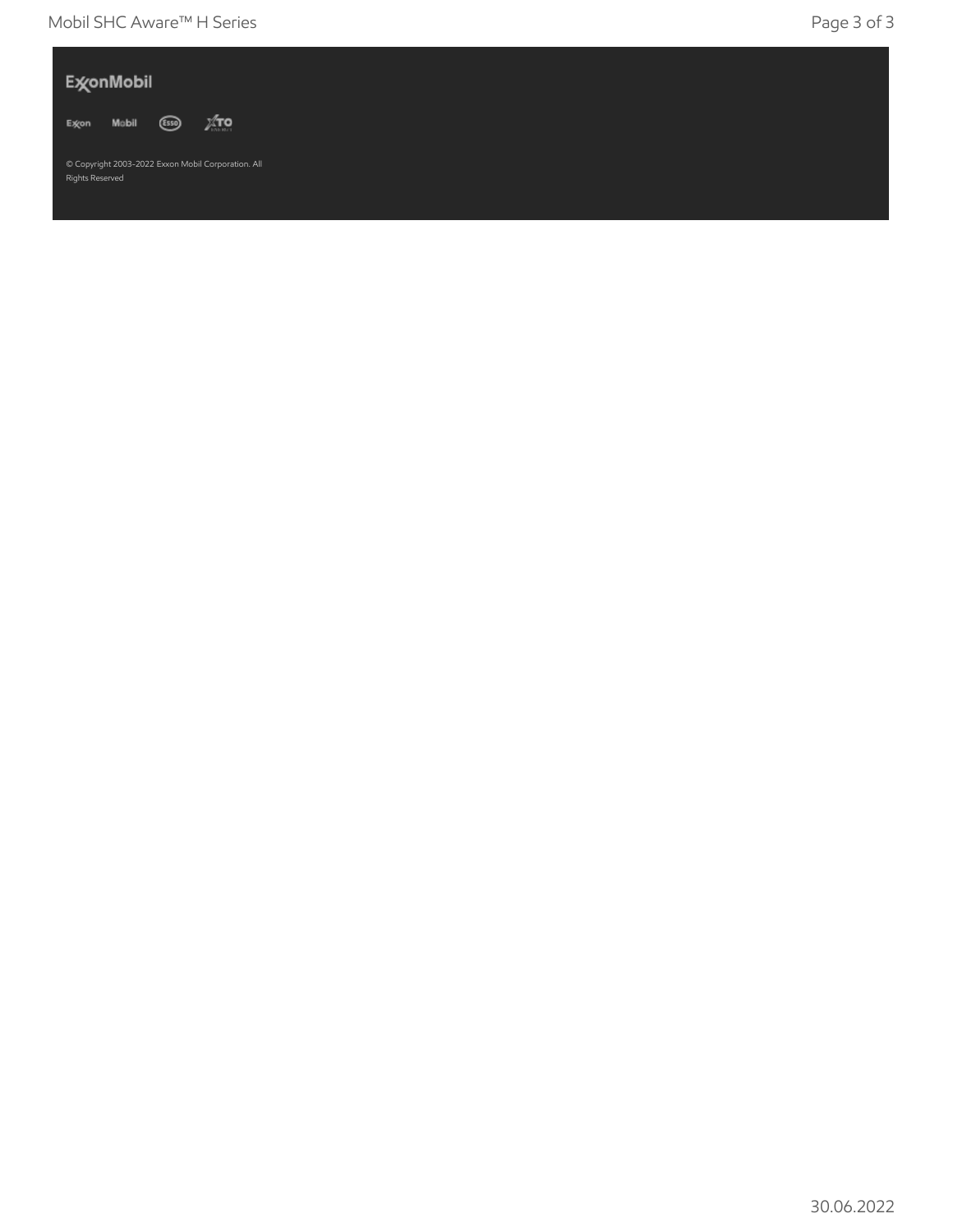ExxonMobil

Exxon Mobil Esso XTO

© Copyright 2003-2022 Exxon Mobil Corporation. All Rights Reserved